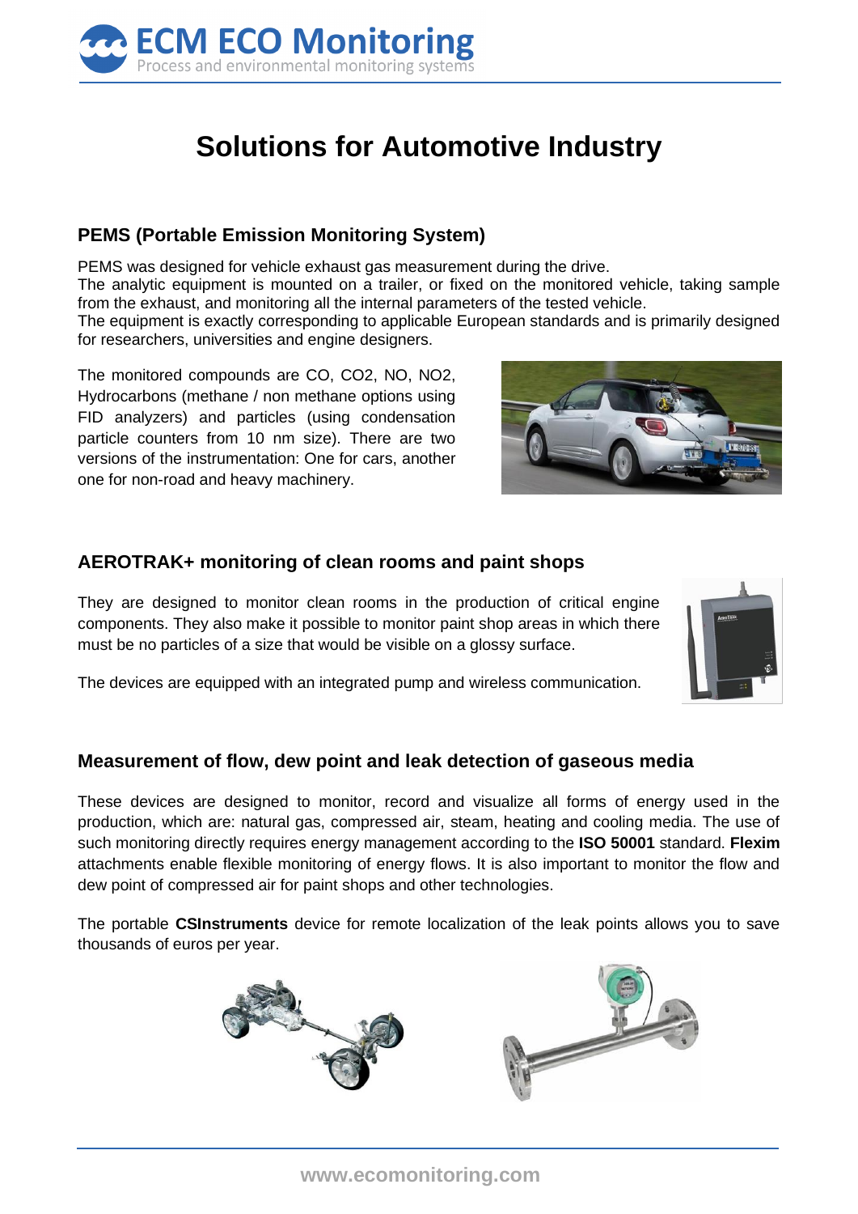# Solutions for Automotive Industry

## PEMS (Portable Emission Monitoring System)

PEMS was designed for vehicle exhaust gas measurement during the drive.
The analytic equipment is mounted on a trailer, or fixed on the monitored vehicle, taking sample from the exhaust, and monitoring all the internal parameters of the tested vehicle.
The equipment is exactly corresponding to applicable European standards and is primarily designed for researchers, universities and engine designers.

The monitored compounds are CO, $CO_2$, NO, $NO_2$, Hydrocarbons (methane / non methane options using FID analyzers) and particles (using condensation particle counters from 10 nm size). There are two versions of the instrumentation: One for cars, another one for non-road and heavy machinery.

## AEROTRAK+ monitoring of clean rooms and paint shops

They are designed to monitor clean rooms in the production of critical engine components. They also make it possible to monitor paint shop areas in which there must be no particles of a size that would be visible on a glossy surface.

The devices are equipped with an integrated pump and wireless communication.

## Measurement of flow, dew point and leak detection of gaseous media

These devices are designed to monitor, record and visualize all forms of energy used in the production, which are: natural gas, compressed air, steam, heating and cooling media. The use of such monitoring directly requires energy management according to the **ISO 50001** standard. **Flexim** attachments enable flexible monitoring of energy flows. It is also important to monitor the flow and dew point of compressed air for paint shops and other technologies.

The portable **CSInstruments** device for remote localization of the leak points allows you to save thousands of euros per year.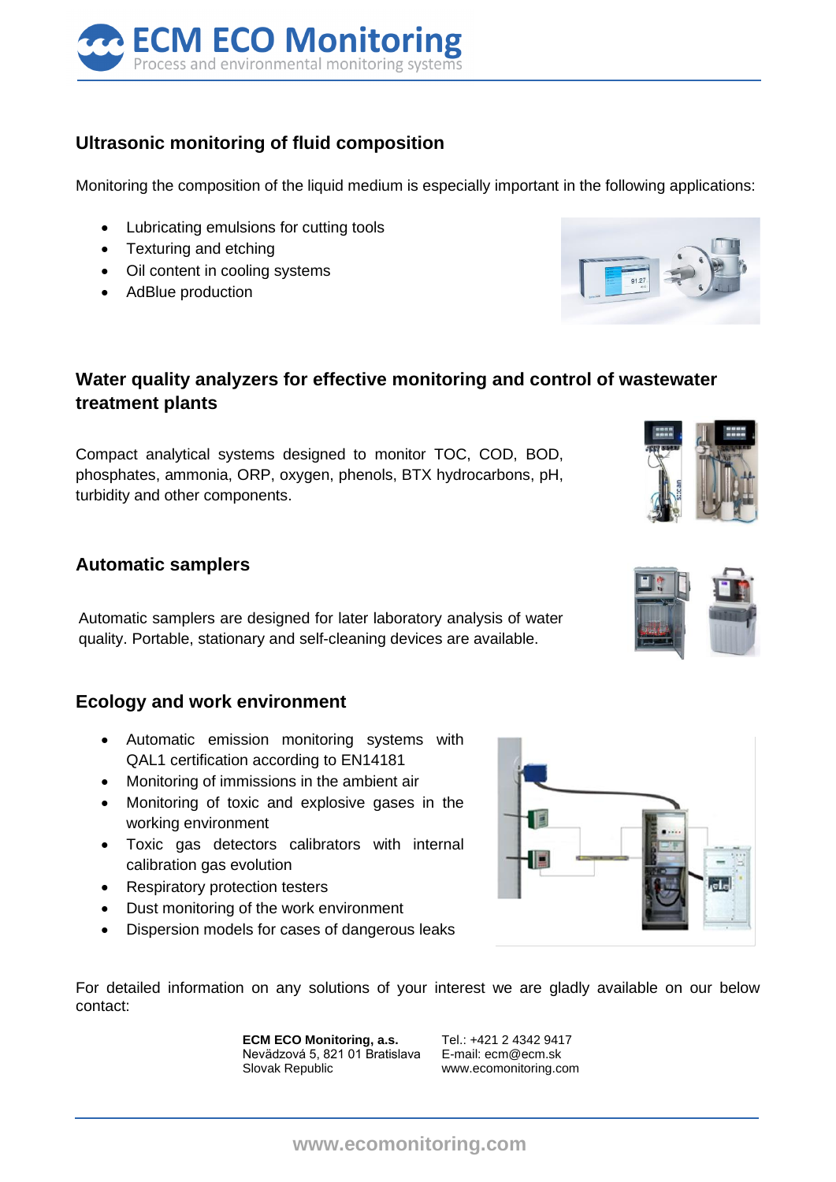## Ultrasonic monitoring of fluid composition

Monitoring the composition of the liquid medium is especially important in the following applications:

- Lubricating emulsions for cutting tools
- Texturing and etching
- Oil content in cooling systems
- AdBlue production

## Water quality analyzers for effective monitoring and control of wastewater treatment plants

Compact analytical systems designed to monitor TOC, COD, BOD, phosphates, ammonia, ORP, oxygen, phenols, BTX hydrocarbons, pH, turbidity and other components.

## Automatic samplers

Automatic samplers are designed for later laboratory analysis of water quality. Portable, stationary and self-cleaning devices are available.

## Ecology and work environment

- Automatic emission monitoring systems with QAL1 certification according to EN14181
- Monitoring of immissions in the ambient air
- Monitoring of toxic and explosive gases in the working environment
- Toxic gas detectors calibrators with internal calibration gas evolution
- Respiratory protection testers
- Dust monitoring of the work environment
- Dispersion models for cases of dangerous leaks

For detailed information on any solutions of your interest we are gladly available on our below contact:

**ECM ECO Monitoring, a.s.**
Nevädzová 5, 821 01 Bratislava
Slovak Republic

Tel.: +421 2 4342 9417
E-mail: ecm@ecm.sk
www.ecomonitoring.com